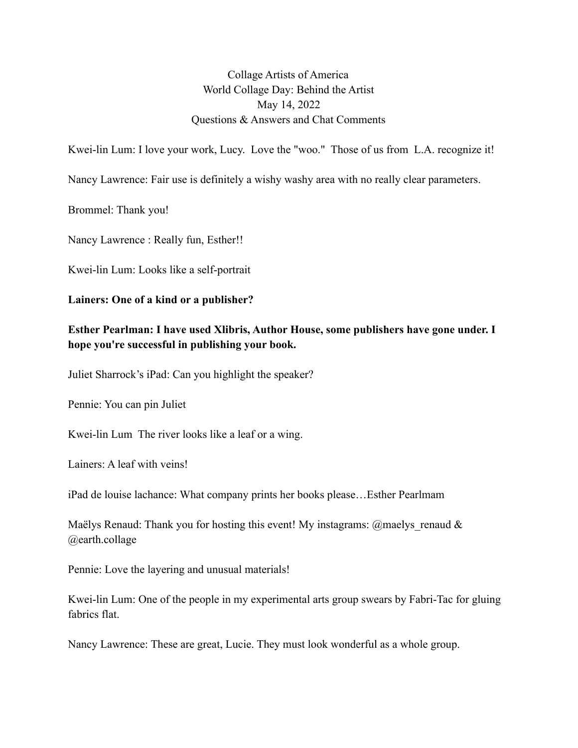Collage Artists of America
World Collage Day: Behind the Artist
May 14, 2022
Questions & Answers and Chat Comments

Kwei-lin Lum: I love your work, Lucy. Love the "woo." Those of us from L.A. recognize it!

Nancy Lawrence: Fair use is definitely a wishy washy area with no really clear parameters.

Brommel: Thank you!

Nancy Lawrence : Really fun, Esther!!

Kwei-lin Lum: Looks like a self-portrait

**Lainers: One of a kind or a publisher?**

**Esther Pearlman: I have used Xlibris, Author House, some publishers have gone under. I hope you're successful in publishing your book.**

Juliet Sharrock's iPad: Can you highlight the speaker?

Pennie: You can pin Juliet

Kwei-lin Lum The river looks like a leaf or a wing.

Lainers: A leaf with veins!

iPad de louise lachance: What company prints her books please…Esther Pearlmam

Maëlys Renaud: Thank you for hosting this event! My instagrams: @maelys_renaud & @earth.collage

Pennie: Love the layering and unusual materials!

Kwei-lin Lum: One of the people in my experimental arts group swears by Fabri-Tac for gluing fabrics flat.

Nancy Lawrence: These are great, Lucie. They must look wonderful as a whole group.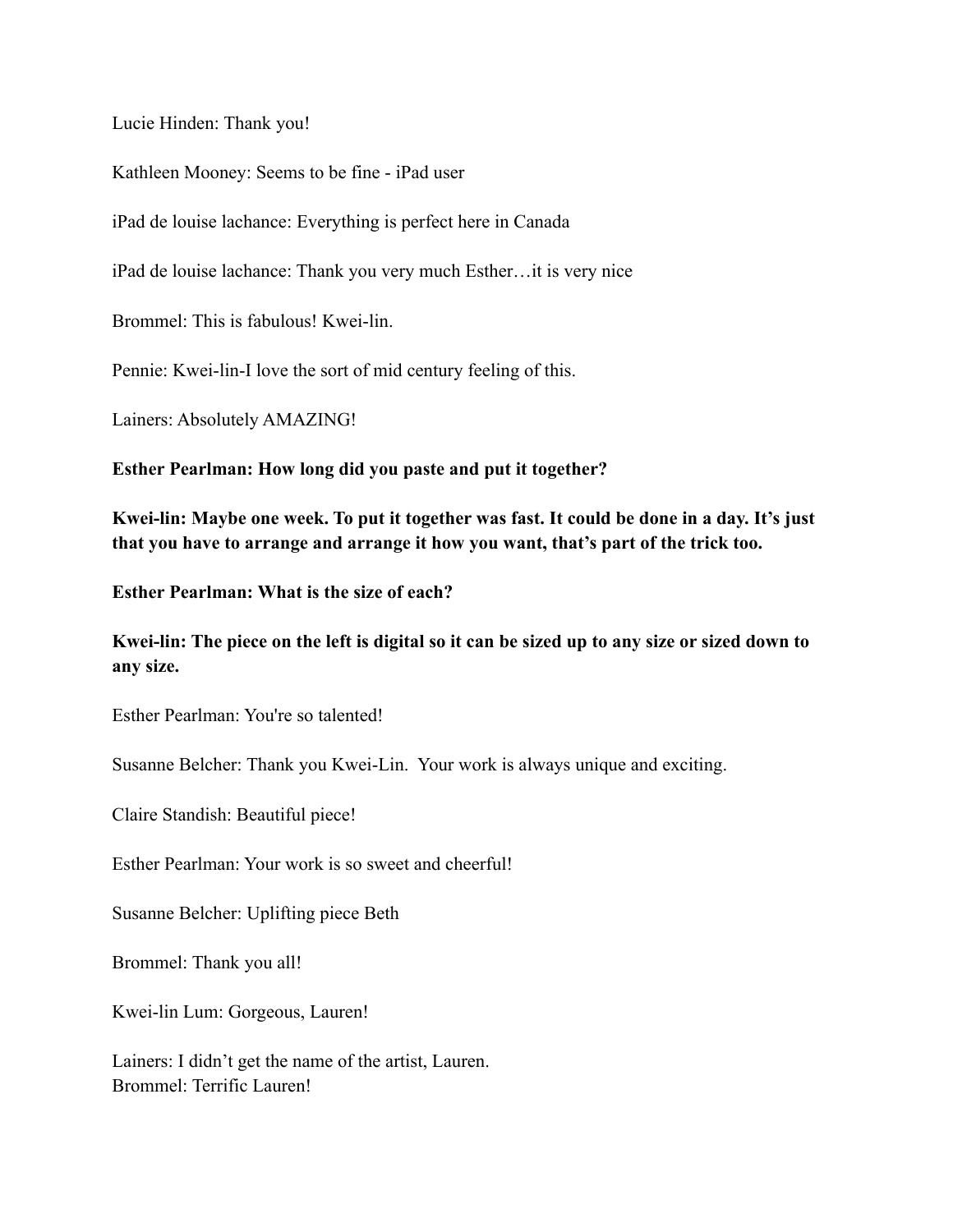Lucie Hinden: Thank you!

Kathleen Mooney: Seems to be fine - iPad user

iPad de louise lachance: Everything is perfect here in Canada

iPad de louise lachance: Thank you very much Esther…it is very nice

Brommel: This is fabulous! Kwei-lin.

Pennie: Kwei-lin-I love the sort of mid century feeling of this.

Lainers: Absolutely AMAZING!

**Esther Pearlman: How long did you paste and put it together?**

**Kwei-lin: Maybe one week. To put it together was fast. It could be done in a day. It's just that you have to arrange and arrange it how you want, that's part of the trick too.**

**Esther Pearlman: What is the size of each?**

**Kwei-lin: The piece on the left is digital so it can be sized up to any size or sized down to any size.**

Esther Pearlman: You're so talented!

Susanne Belcher: Thank you Kwei-Lin. Your work is always unique and exciting.

Claire Standish: Beautiful piece!

Esther Pearlman: Your work is so sweet and cheerful!

Susanne Belcher: Uplifting piece Beth

Brommel: Thank you all!

Kwei-lin Lum: Gorgeous, Lauren!

Lainers: I didn't get the name of the artist, Lauren.
Brommel: Terrific Lauren!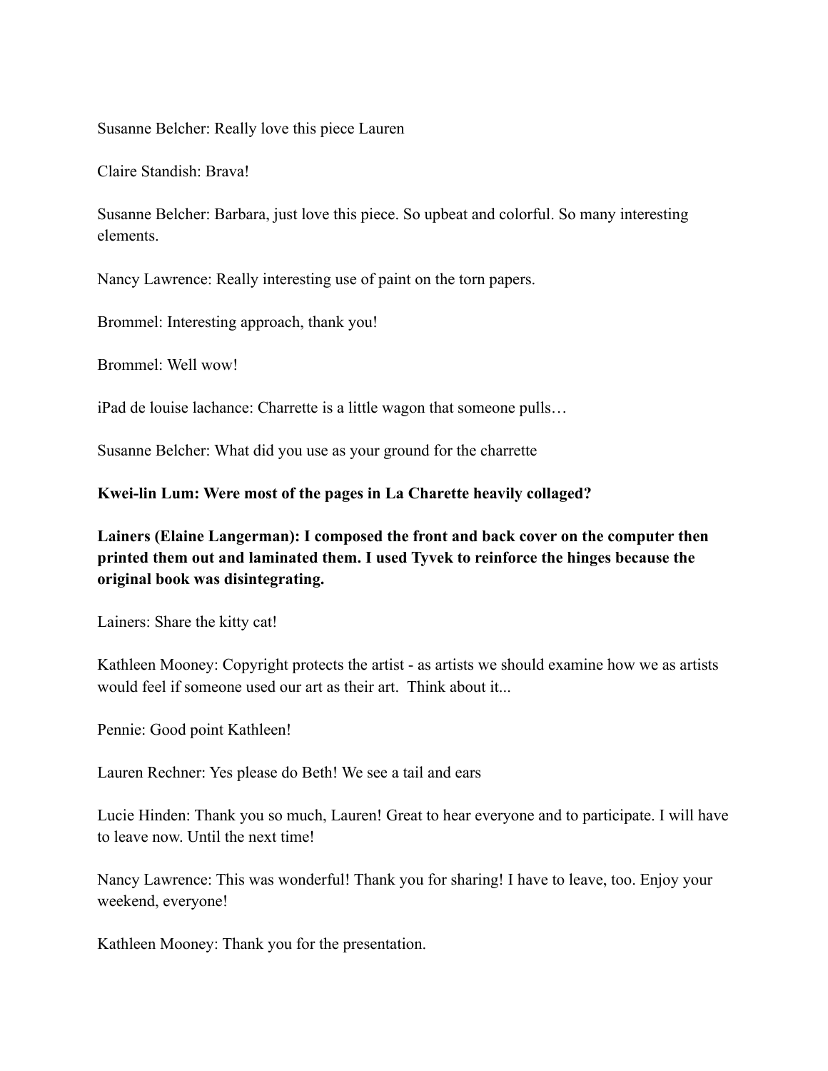Susanne Belcher: Really love this piece Lauren

Claire Standish: Brava!

Susanne Belcher: Barbara, just love this piece. So upbeat and colorful. So many interesting elements.

Nancy Lawrence: Really interesting use of paint on the torn papers.

Brommel: Interesting approach, thank you!

Brommel: Well wow!

iPad de louise lachance: Charrette is a little wagon that someone pulls…

Susanne Belcher: What did you use as your ground for the charrette

**Kwei-lin Lum: Were most of the pages in La Charette heavily collaged?**

**Lainers (Elaine Langerman): I composed the front and back cover on the computer then printed them out and laminated them. I used Tyvek to reinforce the hinges because the original book was disintegrating.**

Lainers: Share the kitty cat!

Kathleen Mooney: Copyright protects the artist - as artists we should examine how we as artists would feel if someone used our art as their art. Think about it...

Pennie: Good point Kathleen!

Lauren Rechner: Yes please do Beth! We see a tail and ears

Lucie Hinden: Thank you so much, Lauren! Great to hear everyone and to participate. I will have to leave now. Until the next time!

Nancy Lawrence: This was wonderful! Thank you for sharing! I have to leave, too. Enjoy your weekend, everyone!

Kathleen Mooney: Thank you for the presentation.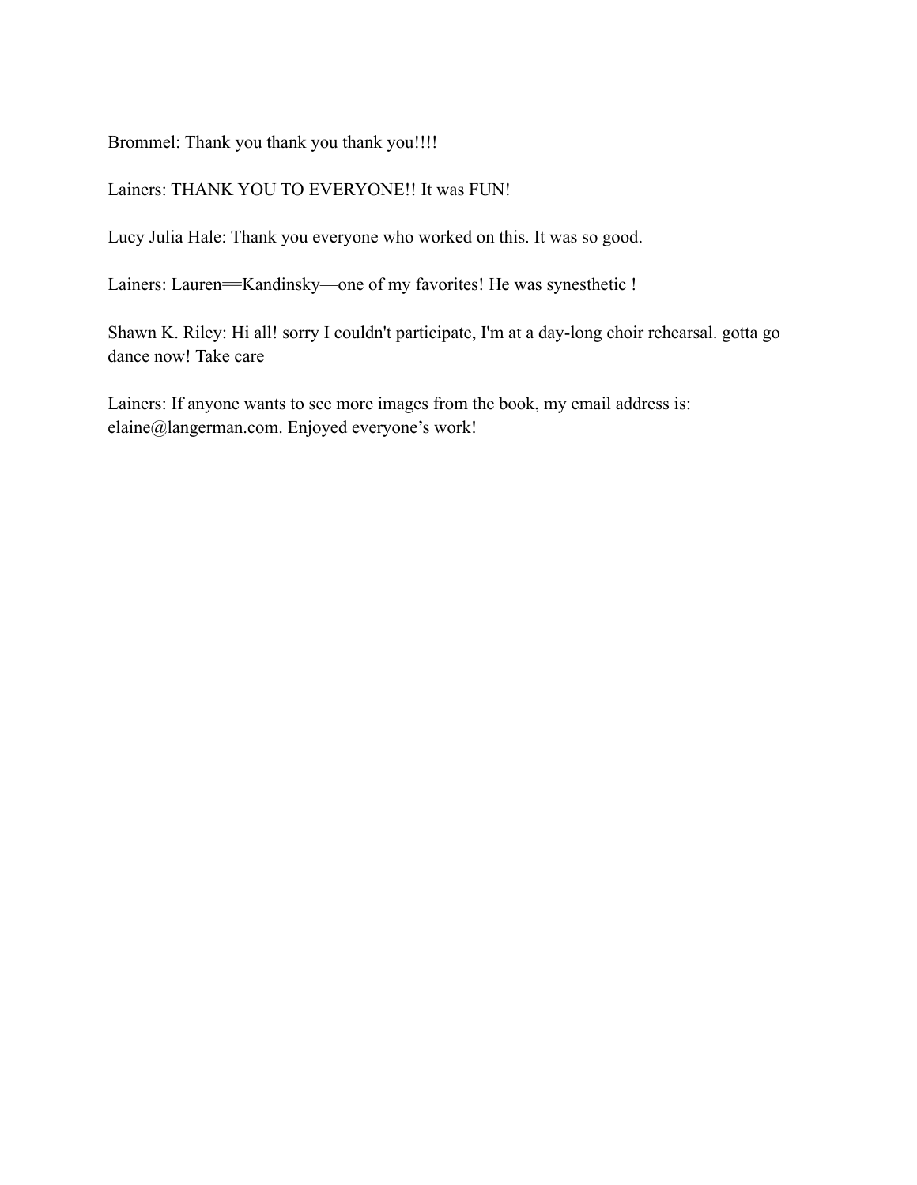Brommel: Thank you thank you thank you!!!!

Lainers: THANK YOU TO EVERYONE!! It was FUN!

Lucy Julia Hale: Thank you everyone who worked on this. It was so good.

Lainers: Lauren==Kandinsky—one of my favorites! He was synesthetic !

Shawn K. Riley: Hi all! sorry I couldn't participate, I'm at a day-long choir rehearsal. gotta go dance now! Take care

Lainers: If anyone wants to see more images from the book, my email address is: elaine@langerman.com. Enjoyed everyone's work!